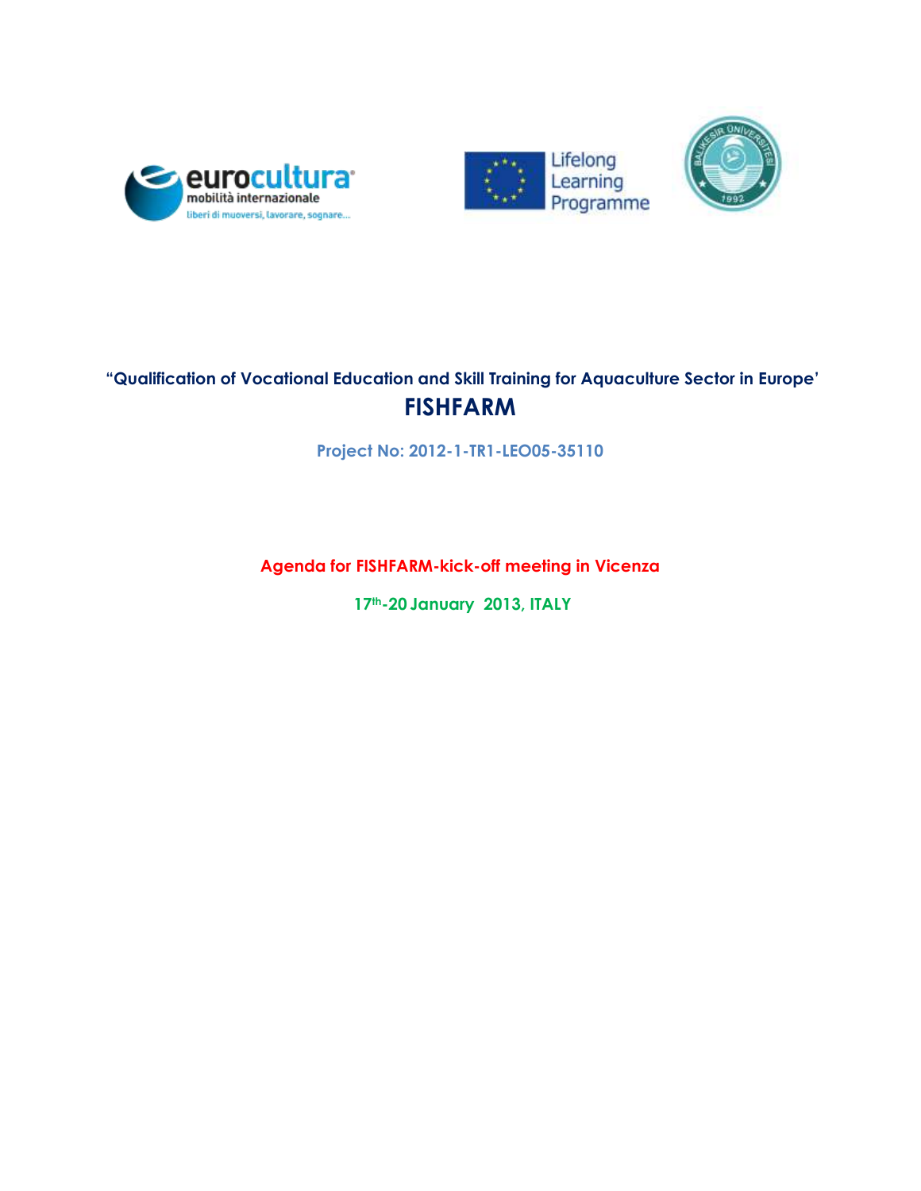“Qualification of Vocational Education and Skill Training for Aquaculture Sector in Europe’

# FISHFARM

**Project No: 2012-1-TR1-LEO05-35110**

## Agenda for FISHFARM-kick-off meeting in Vicenza

**17th-20 January 2013, ITALY**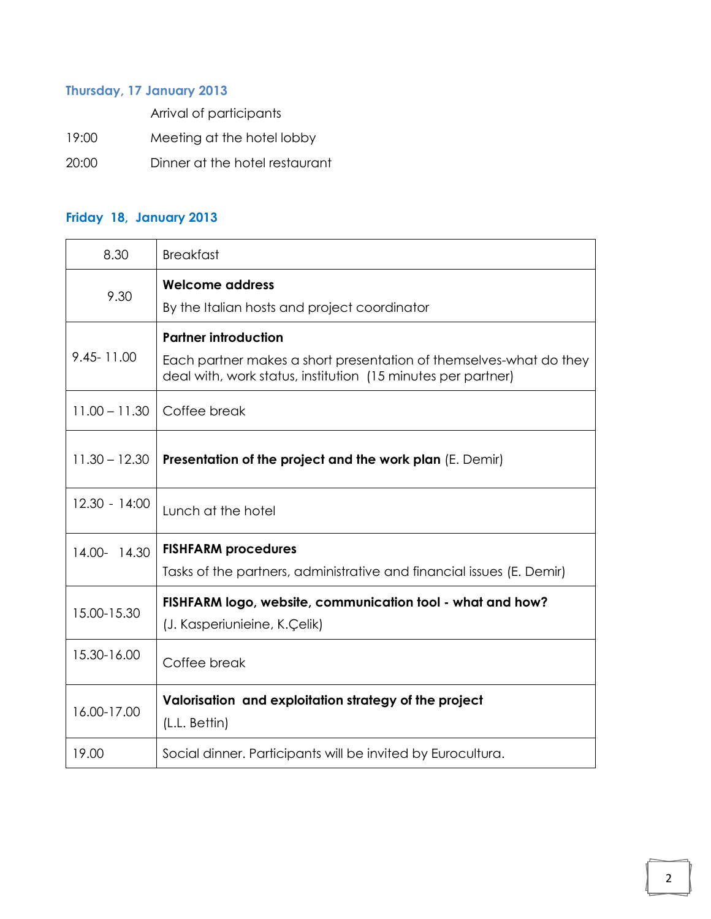### Thursday, 17 January 2013

| | |
|---|---|
| | Arrival of participants |
| 19:00 | Meeting at the hotel lobby |
| 20:00 | Dinner at the hotel restaurant |

### Friday 18, January 2013

| | |
|---|---|
| 8.30 | Breakfast |
| 9.30 | **Welcome address**<br>By the Italian hosts and project coordinator |
| 9.45- 11.00 | **Partner introduction**<br>Each partner makes a short presentation of themselves-what do they deal with, work status, institution (15 minutes per partner) |
| 11.00 – 11.30 | Coffee break |
| 11.30 – 12.30 | **Presentation of the project and the work plan** (E. Demir) |
| 12.30 - 14:00 | Lunch at the hotel |
| 14.00- 14.30 | **FISHFARM procedures**<br>Tasks of the partners, administrative and financial issues (E. Demir) |
| 15.00-15.30 | **FISHFARM logo, website, communication tool - what and how?**<br>(J. Kasperiunieine, K.Çelik) |
| 15.30-16.00 | Coffee break |
| 16.00-17.00 | **Valorisation and exploitation strategy of the project**<br>(L.L. Bettin) |
| 19.00 | Social dinner. Participants will be invited by Eurocultura. |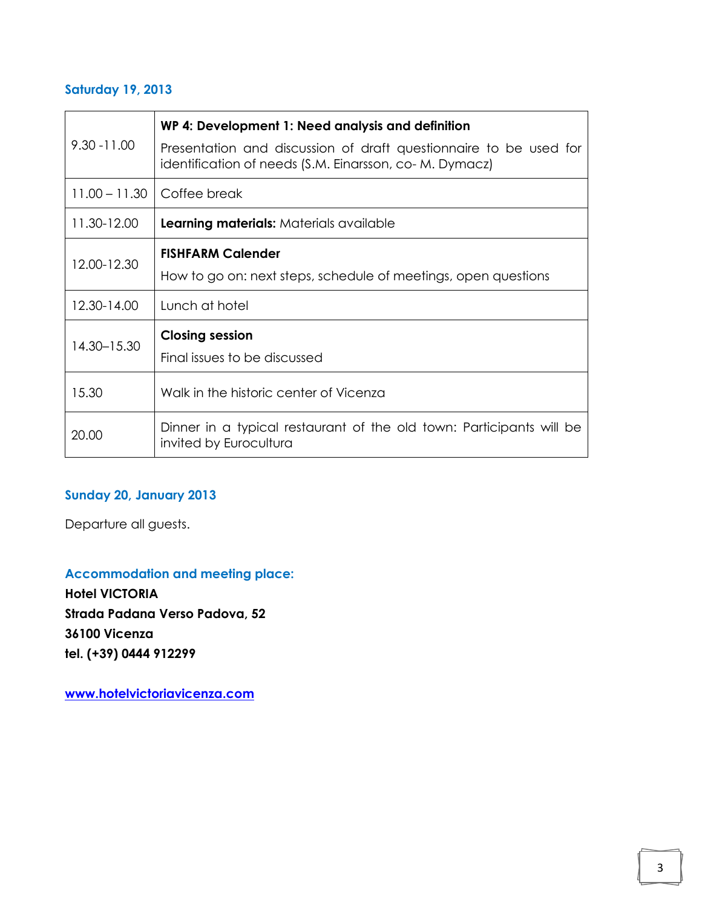### Saturday 19, 2013

| | |
|---|---|
| 9.30 -11.00 | **WP 4: Development 1: Need analysis and definition**<br>Presentation and discussion of draft questionnaire to be used for identification of needs (S.M. Einarsson, co- M. Dymacz) |
| 11.00 – 11.30 | Coffee break |
| 11.30-12.00 | **Learning materials:** Materials available |
| 12.00-12.30 | **FISHFARM Calender**<br>How to go on: next steps, schedule of meetings, open questions |
| 12.30-14.00 | Lunch at hotel |
| 14.30–15.30 | **Closing session**<br>Final issues to be discussed |
| 15.30 | Walk in the historic center of Vicenza |
| 20.00 | Dinner in a typical restaurant of the old town: Participants will be invited by Eurocultura |

### Sunday 20, January 2013

Departure all guests.

### Accommodation and meeting place:

**Hotel VICTORIA**
**Strada Padana Verso Padova, 52**
**36100 Vicenza**
**tel. (+39) 0444 912299**

**www.hotelvictoriavicenza.com**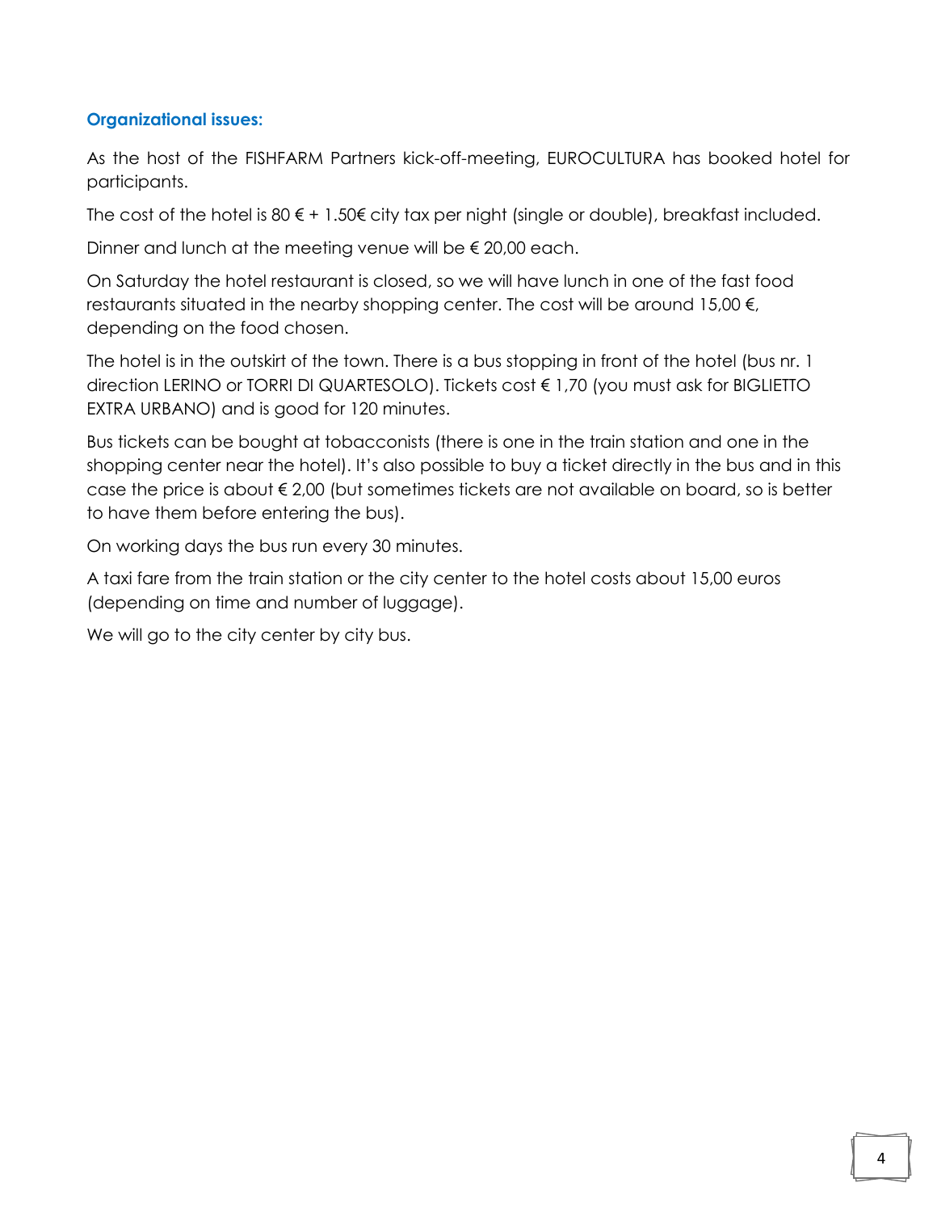**Organizational issues:**

As the host of the FISHFARM Partners kick-off-meeting, EUROCULTURA has booked hotel for participants.

The cost of the hotel is 80 € + 1.50€ city tax per night (single or double), breakfast included.

Dinner and lunch at the meeting venue will be € 20,00 each.

On Saturday the hotel restaurant is closed, so we will have lunch in one of the fast food restaurants situated in the nearby shopping center. The cost will be around 15,00 €, depending on the food chosen.

The hotel is in the outskirt of the town. There is a bus stopping in front of the hotel (bus nr. 1 direction LERINO or TORRI DI QUARTESOLO). Tickets cost € 1,70 (you must ask for BIGLIETTO EXTRA URBANO) and is good for 120 minutes.

Bus tickets can be bought at tobacconists (there is one in the train station and one in the shopping center near the hotel). It's also possible to buy a ticket directly in the bus and in this case the price is about € 2,00 (but sometimes tickets are not available on board, so is better to have them before entering the bus).

On working days the bus run every 30 minutes.

A taxi fare from the train station or the city center to the hotel costs about 15,00 euros (depending on time and number of luggage).

We will go to the city center by city bus.